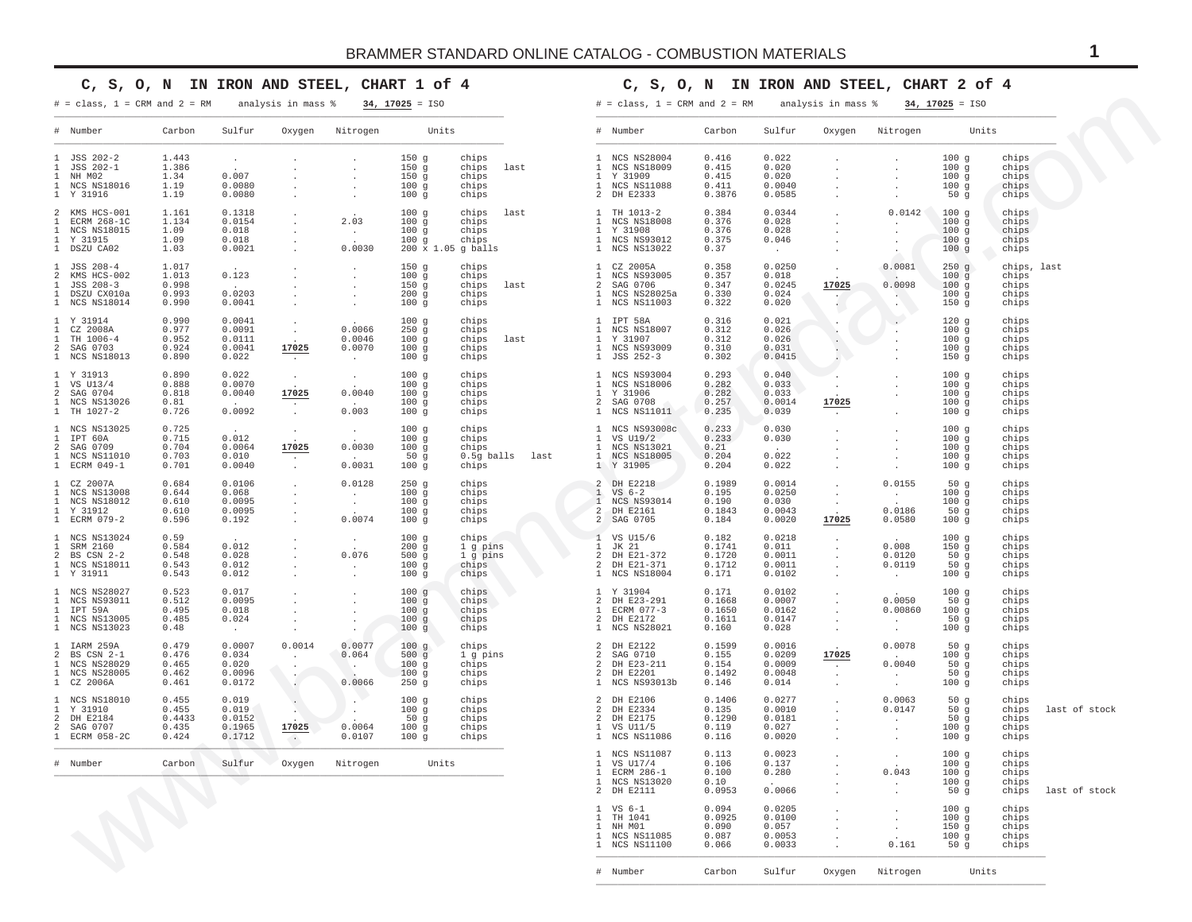## C, S, O, N IN IRON AND STEEL, CHART 1 of 4

# = class, 1 = CRM and 2 = RM     analysis in mass %     **34, 17025** = ISO

| # | Number | Carbon | Sulfur | Oxygen | Nitrogen | Units | |
|---|---|---|---|---|---|---|---|
| 1 | JSS 202-2 | 1.443 | . | . | . | 150 g | chips |
| 1 | JSS 202-1 | 1.386 | . | . | . | 150 g | chips last |
| 1 | NH M02 | 1.34 | 0.007 | . | . | 150 g | chips |
| 1 | NCS NS18016 | 1.19 | 0.0080 | . | . | 100 g | chips |
| 1 | Y 31916 | 1.19 | 0.0080 | . | . | 100 g | chips |
| 2 | KMS HCS-001 | 1.161 | 0.1318 | . | . | 100 g | chips last |
| 1 | ECRM 268-1C | 1.134 | 0.0154 | . | 2.03 | 100 g | chips |
| 1 | NCS NS18015 | 1.09 | 0.018 | . | . | 100 g | chips |
| 1 | Y 31915 | 1.09 | 0.018 | . | . | 100 g | chips |
| 1 | DSZU CA02 | 1.03 | 0.0021 | . | 0.0030 | 200 x 1.05 g balls | |
| 1 | JSS 208-4 | 1.017 | . | . | . | 150 g | chips |
| 2 | KMS HCS-002 | 1.013 | 0.123 | . | . | 100 g | chips |
| 1 | JSS 208-3 | 0.998 | . | . | . | 150 g | chips last |
| 1 | DSZU CX010a | 0.993 | 0.0203 | . | . | 200 g | chips |
| 1 | NCS NS18014 | 0.990 | 0.0041 | . | . | 100 g | chips |
| 1 | Y 31914 | 0.990 | 0.0041 | . | . | 100 g | chips |
| 1 | CZ 2008A | 0.977 | 0.0091 | . | 0.0066 | 250 g | chips |
| 1 | TH 1006-4 | 0.952 | 0.0111 | . | 0.0046 | 100 g | chips last |
| 2 | SAG 0703 | 0.924 | 0.0041 | **17025** | 0.0070 | 100 g | chips |
| 1 | NCS NS18013 | 0.890 | 0.022 | . | . | 100 g | chips |
| 1 | Y 31913 | 0.890 | 0.022 | . | . | 100 g | chips |
| 1 | VS U13/4 | 0.888 | 0.0070 | . | . | 100 g | chips |
| 2 | SAG 0704 | 0.818 | 0.0040 | **17025** | 0.0040 | 100 g | chips |
| 1 | NCS NS13026 | 0.81 | . | . | . | 100 g | chips |
| 1 | TH 1027-2 | 0.726 | 0.0092 | . | 0.003 | 100 g | chips |
| 1 | NCS NS13025 | 0.725 | . | . | . | 100 g | chips |
| 1 | IPT 60A | 0.715 | 0.012 | . | . | 100 g | chips |
| 2 | SAG 0709 | 0.704 | 0.0064 | **17025** | 0.0030 | 100 g | chips |
| 1 | NCS NS11010 | 0.703 | 0.010 | . | . | 50 g | 0.5g balls last |
| 1 | ECRM 049-1 | 0.701 | 0.0040 | . | 0.0031 | 100 g | chips |
| 1 | CZ 2007A | 0.684 | 0.0106 | . | 0.0128 | 250 g | chips |
| 1 | NCS NS13008 | 0.644 | 0.068 | . | . | 100 g | chips |
| 1 | NCS NS18012 | 0.610 | 0.0095 | . | . | 100 g | chips |
| 1 | Y 31912 | 0.610 | 0.0095 | . | . | 100 g | chips |
| 1 | ECRM 079-2 | 0.596 | 0.192 | . | 0.0074 | 100 g | chips |
| 1 | NCS NS13024 | 0.59 | . | . | . | 100 g | chips |
| 1 | SRM 2160 | 0.584 | 0.012 | . | . | 200 g | 1 g pins |
| 2 | BS CSN 2-2 | 0.548 | 0.028 | . | 0.076 | 500 g | 1 g pins |
| 1 | NCS NS18011 | 0.543 | 0.012 | . | . | 100 g | chips |
| 1 | Y 31911 | 0.543 | 0.012 | . | . | 100 g | chips |
| 1 | NCS NS28027 | 0.523 | 0.017 | . | . | 100 g | chips |
| 1 | NCS NS93011 | 0.512 | 0.0095 | . | . | 100 g | chips |
| 1 | IPT 59A | 0.495 | 0.018 | . | . | 100 g | chips |
| 1 | NCS NS13005 | 0.485 | 0.024 | . | . | 100 g | chips |
| 1 | NCS NS13023 | 0.48 | . | . | . | 100 g | chips |
| 1 | IARM 259A | 0.479 | 0.0007 | 0.0014 | 0.0077 | 100 g | chips |
| 2 | BS CSN 2-1 | 0.476 | 0.034 | . | 0.064 | 500 g | 1 g pins |
| 1 | NCS NS28029 | 0.465 | 0.020 | . | . | 100 g | chips |
| 1 | NCS NS28005 | 0.462 | 0.0096 | . | . | 100 g | chips |
| 1 | CZ 2006A | 0.461 | 0.0172 | . | 0.0066 | 250 g | chips |
| 1 | NCS NS18010 | 0.455 | 0.019 | . | . | 100 g | chips |
| 1 | Y 31910 | 0.455 | 0.019 | . | . | 100 g | chips |
| 2 | DH E2184 | 0.4433 | 0.0152 | . | . | 50 g | chips |
| 2 | SAG 0707 | 0.435 | 0.1965 | **17025** | 0.0064 | 100 g | chips |
| 1 | ECRM 058-2C | 0.424 | 0.1712 | . | 0.0107 | 100 g | chips |

## C, S, O, N IN IRON AND STEEL, CHART 2 of 4

# = class, 1 = CRM and 2 = RM     analysis in mass %     **34, 17025** = ISO

| # | Number | Carbon | Sulfur | Oxygen | Nitrogen | Units | |
|---|---|---|---|---|---|---|---|
| 1 | NCS NS28004 | 0.416 | 0.022 | . | . | 100 g | chips |
| 1 | NCS NS18009 | 0.415 | 0.020 | . | . | 100 g | chips |
| 1 | Y 31909 | 0.415 | 0.020 | . | . | 100 g | chips |
| 1 | NCS NS11088 | 0.411 | 0.0040 | . | . | 100 g | chips |
| 2 | DH E2333 | 0.3876 | 0.0585 | . | . | 50 g | chips |
| 1 | TH 1013-2 | 0.384 | 0.0344 | . | 0.0142 | 100 g | chips |
| 1 | NCS NS18008 | 0.376 | 0.028 | . | . | 100 g | chips |
| 1 | Y 31908 | 0.376 | 0.028 | . | . | 100 g | chips |
| 1 | NCS NS93012 | 0.375 | 0.046 | . | . | 100 g | chips |
| 1 | NCS NS13022 | 0.37 | . | . | . | 100 g | chips |
| 1 | CZ 2005A | 0.358 | 0.0250 | . | 0.0081 | 250 g | chips, last |
| 1 | NCS NS93005 | 0.357 | 0.018 | . | . | 100 g | chips |
| 2 | SAG 0706 | 0.347 | 0.0245 | **17025** | 0.0098 | 100 g | chips |
| 1 | NCS NS28025a | 0.330 | 0.024 | . | . | 100 g | chips |
| 1 | NCS NS11003 | 0.322 | 0.020 | . | . | 150 g | chips |
| 1 | IPT 58A | 0.316 | 0.021 | . | . | 120 g | chips |
| 1 | NCS NS18007 | 0.312 | 0.026 | . | . | 100 g | chips |
| 1 | Y 31907 | 0.312 | 0.026 | . | . | 100 g | chips |
| 1 | NCS NS93009 | 0.310 | 0.031 | . | . | 100 g | chips |
| 1 | JSS 252-3 | 0.302 | 0.0415 | . | . | 150 g | chips |
| 1 | NCS NS93004 | 0.293 | 0.040 | . | . | 100 g | chips |
| 1 | NCS NS18006 | 0.282 | 0.033 | . | . | 100 g | chips |
| 1 | Y 31906 | 0.282 | 0.033 | . | . | 100 g | chips |
| 2 | SAG 0708 | 0.257 | 0.0014 | **17025** | . | 100 g | chips |
| 1 | NCS NS11011 | 0.235 | 0.039 | . | . | 100 g | chips |
| 1 | NCS NS93008c | 0.233 | 0.030 | . | . | 100 g | chips |
| 1 | VS U19/2 | 0.233 | 0.030 | . | . | 100 g | chips |
| 1 | NCS NS13021 | 0.21 | . | . | . | 100 g | chips |
| 1 | NCS NS18005 | 0.204 | 0.022 | . | . | 100 g | chips |
| 1 | Y 31905 | 0.204 | 0.022 | . | . | 100 g | chips |
| 2 | DH E2218 | 0.1989 | 0.0014 | . | 0.0155 | 50 g | chips |
| 1 | VS 6-2 | 0.195 | 0.0250 | . | . | 100 g | chips |
| 1 | NCS NS93014 | 0.190 | 0.030 | . | . | 100 g | chips |
| 2 | DH E2161 | 0.1843 | 0.0043 | . | 0.0186 | 50 g | chips |
| 2 | SAG 0705 | 0.184 | 0.0020 | **17025** | 0.0580 | 100 g | chips |
| 1 | VS U15/6 | 0.182 | 0.0218 | . | . | 100 g | chips |
| 1 | JK 21 | 0.1741 | 0.011 | . | 0.008 | 150 g | chips |
| 2 | DH E21-372 | 0.1720 | 0.0011 | . | 0.0120 | 50 g | chips |
| 2 | DH E21-371 | 0.1712 | 0.0011 | . | 0.0119 | 50 g | chips |
| 1 | NCS NS18004 | 0.171 | 0.0102 | . | . | 100 g | chips |
| 1 | Y 31904 | 0.171 | 0.0102 | . | . | 100 g | chips |
| 2 | DH E23-291 | 0.1668 | 0.0007 | . | 0.0050 | 50 g | chips |
| 1 | ECRM 077-3 | 0.1650 | 0.0162 | . | 0.00860 | 100 g | chips |
| 2 | DH E2172 | 0.1611 | 0.0147 | . | . | 50 g | chips |
| 1 | NCS NS28021 | 0.160 | 0.028 | . | . | 100 g | chips |
| 2 | DH E2122 | 0.1599 | 0.0016 | . | 0.0078 | 50 g | chips |
| 2 | SAG 0710 | 0.155 | 0.0209 | **17025** | . | 100 g | chips |
| 2 | DH E23-211 | 0.154 | 0.0009 | . | 0.0040 | 50 g | chips |
| 2 | DH E2201 | 0.1492 | 0.0048 | . | . | 50 g | chips |
| 1 | NCS NS93013b | 0.146 | 0.014 | . | . | 100 g | chips |
| 2 | DH E2106 | 0.1406 | 0.0277 | . | 0.0063 | 50 g | chips |
| 2 | DH E2334 | 0.135 | 0.0010 | . | 0.0147 | 50 g | chips last of stock |
| 2 | DH E2175 | 0.1290 | 0.0181 | . | . | 50 g | chips |
| 1 | VS U11/5 | 0.119 | 0.027 | . | . | 100 g | chips |
| 1 | NCS NS11086 | 0.116 | 0.0020 | . | . | 100 g | chips |
| 1 | NCS NS11087 | 0.113 | 0.0023 | . | . | 100 g | chips |
| 1 | VS U17/4 | 0.106 | 0.137 | . | . | 100 g | chips |
| 1 | ECRM 286-1 | 0.100 | 0.280 | . | 0.043 | 100 g | chips |
| 1 | NCS NS13020 | 0.10 | . | . | . | 100 g | chips |
| 2 | DH E2111 | 0.0953 | 0.0066 | . | . | 50 g | chips last of stock |
| 1 | VS 6-1 | 0.094 | 0.0205 | . | . | 100 g | chips |
| 1 | TH 1041 | 0.0925 | 0.0100 | . | . | 100 g | chips |
| 1 | NH M01 | 0.090 | 0.057 | . | . | 150 g | chips |
| 1 | NCS NS11085 | 0.087 | 0.0053 | . | . | 100 g | chips |
| 1 | NCS NS11100 | 0.066 | 0.0033 | . | 0.161 | 50 g | chips |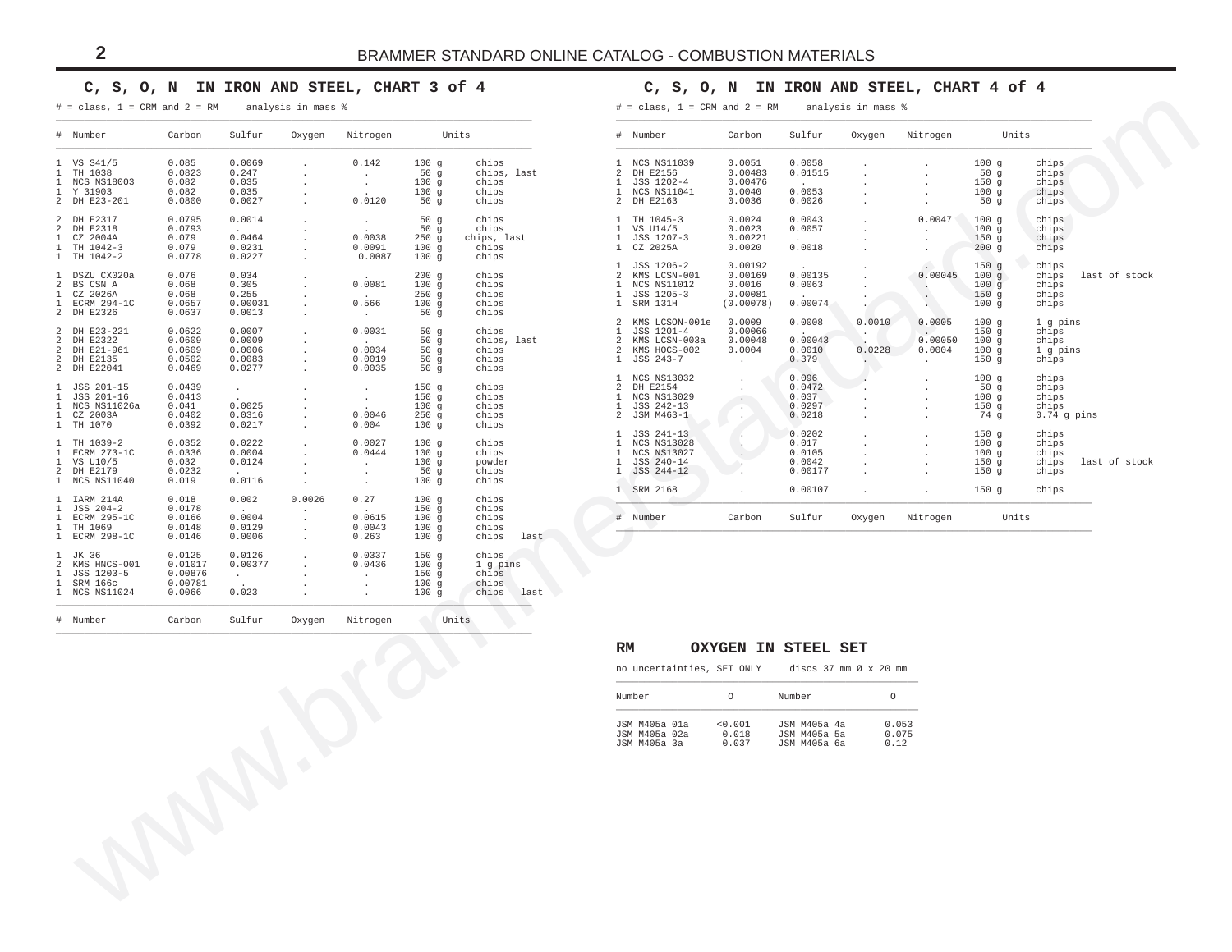## C, S, O, N IN IRON AND STEEL, CHART 3 of 4

# = class, 1 = CRM and 2 = RM     analysis in mass %

| # | Number | Carbon | Sulfur | Oxygen | Nitrogen | Units | |
|---|---|---|---|---|---|---|---|
| 1 | VS S41/5 | 0.085 | 0.0069 | . | 0.142 | 100 g | chips |
| 1 | TH 1038 | 0.0823 | 0.247 | . | . | 50 g | chips, last |
| 1 | NCS NS18003 | 0.082 | 0.035 | . | . | 100 g | chips |
| 1 | Y 31903 | 0.082 | 0.035 | . | . | 100 g | chips |
| 2 | DH E23-201 | 0.0800 | 0.0027 | . | 0.0120 | 50 g | chips |
| 2 | DH E2317 | 0.0795 | 0.0014 | . | . | 50 g | chips |
| 2 | DH E2318 | 0.0793 | . | . | . | 50 g | chips |
| 1 | CZ 2004A | 0.079 | 0.0464 | . | 0.0038 | 250 g | chips, last |
| 1 | TH 1042-3 | 0.079 | 0.0231 | . | 0.0091 | 100 g | chips |
| 1 | TH 1042-2 | 0.0778 | 0.0227 | . | 0.0087 | 100 g | chips |
| 1 | DSZU CX020a | 0.076 | 0.034 | . | . | 200 g | chips |
| 2 | BS CSN A | 0.068 | 0.305 | . | 0.0081 | 100 g | chips |
| 1 | CZ 2026A | 0.068 | 0.255 | . | . | 250 g | chips |
| 1 | ECRM 294-1C | 0.0657 | 0.00031 | . | 0.566 | 100 g | chips |
| 2 | DH E2326 | 0.0637 | 0.0013 | . | . | 50 g | chips |
| 2 | DH E23-221 | 0.0622 | 0.0007 | . | 0.0031 | 50 g | chips |
| 2 | DH E2322 | 0.0609 | 0.0009 | . | . | 50 g | chips, last |
| 2 | DH E21-961 | 0.0609 | 0.0006 | . | 0.0034 | 50 g | chips |
| 2 | DH E2135 | 0.0502 | 0.0083 | . | 0.0019 | 50 g | chips |
| 2 | DH E22041 | 0.0469 | 0.0277 | . | 0.0035 | 50 g | chips |
| 1 | JSS 201-15 | 0.0439 | . | . | . | 150 g | chips |
| 1 | JSS 201-16 | 0.0413 | . | . | . | 150 g | chips |
| 1 | NCS NS11026a | 0.041 | 0.0025 | . | . | 100 g | chips |
| 1 | CZ 2003A | 0.0402 | 0.0316 | . | 0.0046 | 250 g | chips |
| 1 | TH 1070 | 0.0392 | 0.0217 | . | 0.004 | 100 g | chips |
| 1 | TH 1039-2 | 0.0352 | 0.0222 | . | 0.0027 | 100 g | chips |
| 1 | ECRM 273-1C | 0.0336 | 0.0004 | . | 0.0444 | 100 g | chips |
| 1 | VS U10/5 | 0.032 | 0.0124 | . | . | 100 g | powder |
| 2 | DH E2179 | 0.0232 | . | . | . | 50 g | chips |
| 1 | NCS NS11040 | 0.019 | 0.0116 | . | . | 100 g | chips |
| 1 | IARM 214A | 0.018 | 0.002 | 0.0026 | 0.27 | 100 g | chips |
| 1 | JSS 204-2 | 0.0178 | . | . | . | 150 g | chips |
| 1 | ECRM 295-1C | 0.0166 | 0.0004 | . | 0.0615 | 100 g | chips |
| 1 | TH 1069 | 0.0148 | 0.0129 | . | 0.0043 | 100 g | chips |
| 1 | ECRM 298-1C | 0.0146 | 0.0006 | . | 0.263 | 100 g | chips last |
| 1 | JK 36 | 0.0125 | 0.0126 | . | 0.0337 | 150 g | chips |
| 2 | KMS HNCS-001 | 0.01017 | 0.00377 | . | 0.0436 | 100 g | 1 g pins |
| 1 | JSS 1203-5 | 0.00876 | . | . | . | 150 g | chips |
| 1 | SRM 166c | 0.00781 | . | . | . | 100 g | chips |
| 1 | NCS NS11024 | 0.0066 | 0.023 | . | . | 100 g | chips last |

## C, S, O, N IN IRON AND STEEL, CHART 4 of 4

# = class, 1 = CRM and 2 = RM     analysis in mass %

| # | Number | Carbon | Sulfur | Oxygen | Nitrogen | Units | | |
|---|---|---|---|---|---|---|---|---|
| 1 | NCS NS11039 | 0.0051 | 0.0058 | . | . | 100 g | chips | |
| 2 | DH E2156 | 0.00483 | 0.01515 | . | . | 50 g | chips | |
| 1 | JSS 1202-4 | 0.00476 | . | . | . | 150 g | chips | |
| 1 | NCS NS11041 | 0.0040 | 0.0053 | . | . | 100 g | chips | |
| 2 | DH E2163 | 0.0036 | 0.0026 | . | . | 50 g | chips | |
| 1 | TH 1045-3 | 0.0024 | 0.0043 | . | 0.0047 | 100 g | chips | |
| 1 | VS U14/5 | 0.0023 | 0.0057 | . | . | 100 g | chips | |
| 1 | JSS 1207-3 | 0.00221 | . | . | . | 150 g | chips | |
| 1 | CZ 2025A | 0.0020 | 0.0018 | . | . | 200 g | chips | |
| 1 | JSS 1206-2 | 0.00192 | . | . | . | 150 g | chips | |
| 2 | KMS LCSN-001 | 0.00169 | 0.00135 | . | 0.00045 | 100 g | chips | last of stock |
| 1 | NCS NS11012 | 0.0016 | 0.0063 | . | . | 100 g | chips | |
| 1 | JSS 1205-3 | 0.00081 | . | . | . | 150 g | chips | |
| 1 | SRM 131H | (0.00078) | 0.00074 | . | . | 100 g | chips | |
| 2 | KMS LCSON-001e | 0.0009 | 0.0008 | 0.0010 | 0.0005 | 100 g | 1 g pins | |
| 1 | JSS 1201-4 | 0.00066 | . | . | . | 150 g | chips | |
| 2 | KMS LCSN-003a | 0.00048 | 0.00043 | . | 0.00050 | 100 g | chips | |
| 2 | KMS HOCS-002 | 0.0004 | 0.0010 | 0.0228 | 0.0004 | 100 g | 1 g pins | |
| 1 | JSS 243-7 | . | 0.379 | . | . | 150 g | chips | |
| 1 | NCS NS13032 | . | 0.096 | . | . | 100 g | chips | |
| 2 | DH E2154 | . | 0.0472 | . | . | 50 g | chips | |
| 1 | NCS NS13029 | . | 0.037 | . | . | 100 g | chips | |
| 1 | JSS 242-13 | . | 0.0297 | . | . | 150 g | chips | |
| 2 | JSM M463-1 | . | 0.0218 | . | . | 74 g | 0.74 g pins | |
| 1 | JSS 241-13 | . | 0.0202 | . | . | 150 g | chips | |
| 1 | NCS NS13028 | . | 0.017 | . | . | 100 g | chips | |
| 1 | NCS NS13027 | . | 0.0105 | . | . | 100 g | chips | |
| 1 | JSS 240-14 | . | 0.0042 | . | . | 150 g | chips | last of stock |
| 1 | JSS 244-12 | . | 0.00177 | . | . | 150 g | chips | |
| 1 | SRM 2168 | . | 0.00107 | . | . | 150 g | chips | |

## RM OXYGEN IN STEEL SET

no uncertainties, SET ONLY     discs 37 mm Ø x 20 mm

| Number | O | Number | O |
|---|---|---|---|
| JSM M405a 01a | <0.001 | JSM M405a 4a | 0.053 |
| JSM M405a 02a | 0.018 | JSM M405a 5a | 0.075 |
| JSM M405a 3a | 0.037 | JSM M405a 6a | 0.12 |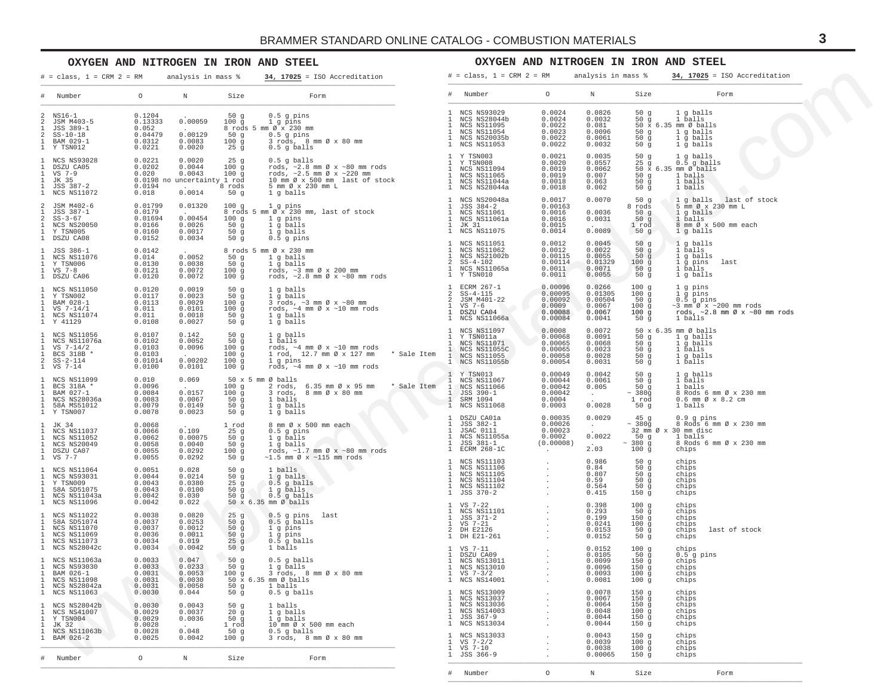## OXYGEN AND NITROGEN IN IRON AND STEEL

# = class, 1 = CRM 2 = RM    analysis in mass %    **34, 17025** = ISO Accreditation

| # | Number | O | N | Size | Form |
|---|---|---|---|---|---|
| 2 | NS16-1 | 0.1204 | . | 50 g | 0.5 g pins |
| 2 | JSM M403-5 | 0.13333 | 0.00059 | 100 g | 1 g pins |
| 1 | JSS 389-1 | 0.052 | . | 8 rods | 5 mm Ø x 230 mm |
| 2 | SS-10-18 | 0.04479 | 0.00129 | 50 g | 0.5 g pins |
| 1 | BAM 029-1 | 0.0312 | 0.0083 | 100 g | 3 rods, 8 mm Ø x 80 mm |
| 1 | Y TSN012 | 0.0221 | 0.0020 | 25 g | 0.5 g balls |
| 1 | NCS NS93028 | 0.0221 | 0.0020 | 25 g | 0.5 g balls |
| 1 | DSZU CA05 | 0.0202 | 0.0044 | 100 g | rods, ~2.8 mm Ø x ~80 mm rods |
| 1 | VS 7-9 | 0.020 | 0.0043 | 100 g | rods, ~2.5 mm Ø x ~220 mm |
| 1 | JK 35 | 0.0198 no uncertainty | | 1 rod | 10 mm Ø x 500 mm last of stock |
| 1 | JSS 387-2 | 0.0194 | . | 8 rods | 5 mm Ø x 230 mm L |
| 1 | NCS NS11072 | 0.018 | 0.0014 | 50 g | 1 g balls |
| 2 | JSM M402-6 | 0.01799 | 0.01320 | 100 g | 1 g pins |
| 1 | JSS 387-1 | 0.0179 | . | 8 rods | 5 mm Ø x 230 mm, last of stock |
| 2 | SS-3-67 | 0.01694 | 0.00454 | 100 g | 1 g pins |
| 1 | NCS NS20050 | 0.0166 | 0.0026 | 50 g | 1 g balls |
| 1 | Y TSN005 | 0.0160 | 0.0017 | 50 g | 1 g balls |
| 1 | DSZU CA08 | 0.0152 | 0.0034 | 50 g | 0.5 g pins |
| 1 | JSS 386-1 | 0.0142 | . | 8 rods | 5 mm Ø x 230 mm |
| 1 | NCS NS11076 | 0.014 | 0.0052 | 50 g | 1 g balls |
| 1 | Y TSN006 | 0.0130 | 0.0038 | 50 g | 1 g balls |
| 1 | VS 7-8 | 0.0121 | 0.0072 | 100 g | rods, ~3 mm Ø x 200 mm |
| 1 | DSZU CA06 | 0.0120 | 0.0072 | 100 g | rods, ~2.8 mm Ø x ~80 mm rods |
| 1 | NCS NS11050 | 0.0120 | 0.0019 | 50 g | 1 g balls |
| 1 | Y TSN002 | 0.0117 | 0.0023 | 50 g | 1 g balls |
| 1 | BAM 028-1 | 0.0113 | 0.0029 | 100 g | 3 rods, ~3 mm Ø x ~80 mm |
| 1 | VS 7-14/1 | 0.011 | 0.0101 | 100 g | rods, ~4 mm Ø x ~10 mm rods |
| 1 | NCS NS11074 | 0.011 | 0.0018 | 50 g | 1 g balls |
| 1 | Y 41129 | 0.0108 | 0.0027 | 50 g | 1 g balls |
| 1 | NCS NS11056 | 0.0107 | 0.142 | 50 g | 1 g balls |
| 1 | NCS NS11076a | 0.0102 | 0.0052 | 50 g | 1 balls |
| 1 | VS 7-14/2 | 0.0103 | 0.0096 | 100 g | rods, ~4 mm Ø x ~10 mm rods |
| 1 | BCS 318B * | 0.0103 | . | 100 g | 1 rod, 12.7 mm Ø x 127 mm * Sale Item |
| 2 | SS-2-114 | 0.01014 | 0.00202 | 100 g | 1 g pins |
| 1 | VS 7-14 | 0.0100 | 0.0101 | 100 g | rods, ~4 mm Ø x ~10 mm rods |
| 1 | NCS NS11099 | 0.010 | 0.069 | 50 x 5 mm Ø balls | |
| 1 | BCS 318A * | 0.0096 | . | 100 g | 2 rods, 6.35 mm Ø x 95 mm * Sale Item |
| 1 | BAM 027-1 | 0.0084 | 0.0157 | 100 g | 3 rods, 8 mm Ø x 80 mm |
| 1 | NCS NS28036a | 0.0083 | 0.0067 | 50 g | 1 balls |
| 1 | 58A MS51012 | 0.0079 | 0.0149 | 50 g | 1 g balls |
| 1 | Y TSN007 | 0.0078 | 0.0023 | 50 g | 1 g balls |
| 1 | JK 34 | 0.0068 | . | 1 rod | 8 mm Ø x 500 mm each |
| 1 | NCS NS11037 | 0.0066 | 0.109 | 25 g | 0.5 g pins |
| 1 | NCS NS11052 | 0.0062 | 0.00075 | 50 g | 1 g balls |
| 1 | NCS NS20049 | 0.0058 | 0.0040 | 50 g | 1 g balls |
| 1 | DSZU CA07 | 0.0055 | 0.0292 | 100 g | rods, ~1.7 mm Ø x ~80 mm rods |
| 1 | VS 7-7 | 0.0055 | 0.0292 | 50 g | ~1.5 mm Ø x ~115 mm rods |
| 1 | NCS NS11064 | 0.0051 | 0.028 | 50 g | 1 balls |
| 1 | NCS NS93031 | 0.0044 | 0.0214 | 50 g | 1 g balls |
| 1 | Y TSN009 | 0.0043 | 0.0380 | 25 g | 0.5 g balls |
| 1 | 58A SD51075 | 0.0043 | 0.0100 | 50 g | 1 g balls |
| 1 | NCS NS11043a | 0.0042 | 0.030 | 50 g | 0.5 g balls |
| 1 | NCS NS11096 | 0.0042 | 0.022 | 50 x 6.35 mm Ø balls | |
| 1 | NCS NS11022 | 0.0038 | 0.0820 | 25 g | 0.5 g pins last |
| 1 | 58A SD51074 | 0.0037 | 0.0253 | 50 g | 0.5 g balls |
| 1 | NCS NS11070 | 0.0037 | 0.0012 | 50 g | 1 g pins |
| 1 | NCS NS11069 | 0.0036 | 0.0011 | 50 g | 1 g pins |
| 1 | NCS NS11073 | 0.0034 | 0.019 | 25 g | 0.5 g balls |
| 1 | NCS NS28042c | 0.0034 | 0.0042 | 50 g | 1 balls |
| 1 | NCS NS11063a | 0.0033 | 0.047 | 50 g | 0.5 g balls |
| 1 | NCS NS93030 | 0.0033 | 0.0233 | 50 g | 1 g balls |
| 1 | BAM 026-1 | 0.0031 | 0.0053 | 100 g | 3 rods, 8 mm Ø x 80 mm |
| 1 | NCS NS11098 | 0.0031 | 0.0030 | 50 x 6.35 mm Ø balls | |
| 1 | NCS NS28042a | 0.0031 | 0.0058 | 50 g | 1 balls |
| 1 | NCS NS11063 | 0.0030 | 0.044 | 50 g | 0.5 g balls |
| 1 | NCS NS28042b | 0.0030 | 0.0043 | 50 g | 1 balls |
| 1 | NCS NS41007 | 0.0029 | 0.0037 | 20 g | 1 g balls |
| 1 | Y TSN004 | 0.0029 | 0.0036 | 50 g | 1 g balls |
| 1 | JK 32 | 0.0028 | . | 1 rod | 10 mm Ø x 500 mm each |
| 1 | NCS NS11063b | 0.0028 | 0.048 | 50 g | 0.5 g balls |
| 1 | BAM 026-2 | 0.0025 | 0.0042 | 100 g | 3 rods, 8 mm Ø x 80 mm |

## OXYGEN AND NITROGEN IN IRON AND STEEL

# = class, 1 = CRM 2 = RM    analysis in mass %    **34, 17025** = ISO Accreditation

| # | Number | O | N | Size | Form |
|---|---|---|---|---|---|
| 1 | NCS NS93029 | 0.0024 | 0.0826 | 50 g | 1 g balls |
| 1 | NCS NS28044b | 0.0024 | 0.0032 | 50 g | 1 balls |
| 1 | NCS NS11095 | 0.0022 | 0.081 | 50 x 6.35 mm Ø balls | |
| 1 | NCS NS11054 | 0.0023 | 0.0096 | 50 g | 1 g balls |
| 1 | NCS NS20035b | 0.0022 | 0.0061 | 50 g | 1 g balls |
| 1 | NCS NS11053 | 0.0022 | 0.0032 | 50 g | 1 g balls |
| 1 | Y TSN003 | 0.0021 | 0.0035 | 50 g | 1 g balls |
| 1 | Y TSN008 | 0.0020 | 0.0557 | 25 g | 0.5 g balls |
| 1 | NCS NS11094 | 0.0019 | 0.0062 | 50 x 6.35 mm Ø balls | |
| 1 | NCS NS11065 | 0.0019 | 0.007 | 50 g | 1 balls |
| 1 | NCS NS11044a | 0.0018 | 0.063 | 50 g | 1 balls |
| 1 | NCS NS28044a | 0.0018 | 0.002 | 50 g | 1 balls |
| 1 | NCS NS20048a | 0.0017 | 0.0070 | 50 g | 1 g balls last of stock |
| 1 | JSS 384-2 | 0.00163 | | 8 rods | 5 mm Ø x 230 mm L |
| 1 | NCS NS11061 | 0.0016 | 0.0036 | 50 g | 1 g balls |
| 1 | NCS NS11061a | 0.0016 | 0.0031 | 50 g | 1 balls |
| 1 | JK 31 | 0.0015 | . | 1 rod | 8 mm Ø x 500 mm each |
| 1 | NCS NS11075 | 0.0014 | 0.0089 | 50 g | 1 g balls |
| 1 | NCS NS11051 | 0.0012 | 0.0045 | 50 g | 1 g balls |
| 1 | NCS NS11062 | 0.0012 | 0.0022 | 50 g | 1 balls |
| 1 | NCS NS21002b | 0.00115 | 0.0055 | 50 g | 1 g balls |
| 2 | SS-4-102 | 0.00114 | 0.01329 | 100 g | 1 g pins last |
| 1 | NCS NS11065a | 0.0011 | 0.0071 | 50 g | 1 balls |
| 1 | Y TSN010 | 0.0011 | 0.0055 | 50 g | 1 g balls |
| 1 | ECRM 267-1 | 0.00096 | 0.0266 | 100 g | 1 g pins |
| 2 | SS-4-115 | 0.00095 | 0.01305 | 100 g | 1 g pins |
| 2 | JSM M401-22 | 0.00092 | 0.00504 | 50 g | 0.5 g pins |
| 1 | VS 7-6 | 0.0009 | 0.0067 | 100 g | ~3 mm Ø x ~200 mm rods |
| 1 | DSZU CA04 | 0.00088 | 0.0067 | 100 g | rods, ~2.8 mm Ø x ~80 mm rods |
| 1 | NCS NS11066a | 0.00084 | 0.0041 | 50 g | 1 balls |
| 1 | NCS NS11097 | 0.0008 | 0.0072 | 50 x 6.35 mm Ø balls | |
| 1 | Y TSN011a | 0.00068 | 0.0091 | 50 g | 1 g balls |
| 1 | NCS NS11071 | 0.00065 | 0.0068 | 50 g | 1 g balls |
| 1 | NCS NS11055C | 0.00065 | 0.0023 | 50 g | 1 balls |
| 1 | NCS NS11055 | 0.00058 | 0.0028 | 50 g | 1 g balls |
| 1 | NCS NS11055b | 0.00054 | 0.0031 | 50 g | 1 balls |
| 1 | Y TSN013 | 0.00049 | 0.0042 | 50 g | 1 g balls |
| 1 | NCS NS11067 | 0.00044 | 0.0061 | 50 g | 1 balls |
| 1 | NCS NS11066 | 0.00042 | 0.005 | 50 g | 1 balls |
| 1 | JSS 390-1 | 0.00042 | . | ~ 380g | 8 Rods 6 mm Ø x 230 mm |
| 1 | SRM 1094 | 0.0004 | . | 1 rod | 0.6 mm Ø x 8.2 cm |
| 1 | NCS NS11068 | 0.0003 | 0.0028 | 50 g | 1 balls |
| 1 | DSZU CA01a | 0.00035 | 0.0029 | 45 g | 0.9 g pins |
| 1 | JSS 382-1 | 0.00026 | . | ~ 380g | 8 Rods 6 mm Ø x 230 mm |
| 1 | JSAC 0111 | 0.00023 | . | 32 mm Ø x 30 mm disc | |
| 1 | NCS NS11055a | 0.0002 | 0.0022 | 50 g | 1 balls |
| 1 | JSS 381-1 | (0.00008) | . | ~ 380 g | 8 Rods 6 mm Ø x 230 mm |
| 1 | ECRM 268-1C | . | 2.03 | 100 g | chips |
| 1 | NCS NS11103 | . | 0.986 | 50 g | chips |
| 1 | NCS NS11106 | . | 0.84 | 50 g | chips |
| 1 | NCS NS11105 | . | 0.807 | 50 g | chips |
| 1 | NCS NS11104 | . | 0.59 | 50 g | chips |
| 1 | NCS NS11102 | . | 0.564 | 50 g | chips |
| 1 | JSS 370-2 | . | 0.415 | 150 g | chips |
| 1 | VS 7-22 | . | 0.398 | 100 g | chips |
| 1 | NCS NS11101 | . | 0.293 | 50 g | chips |
| 1 | JSS 371-2 | . | 0.199 | 150 g | chips |
| 1 | VS 7-21 | . | 0.0241 | 100 g | chips |
| 2 | DH E2126 | . | 0.0153 | 50 g | chips last of stock |
| 1 | DH E21-261 | . | 0.0152 | 50 g | chips |
| 1 | VS 7-11 | . | 0.0152 | 100 g | chips |
| 1 | DSZU CA09 | . | 0.0105 | 50 g | 0.5 g pins |
| 1 | NCS NS13011 | . | 0.0099 | 150 g | chips |
| 1 | NCS NS13010 | . | 0.0096 | 150 g | chips |
| 1 | VS 7-3/2 | . | 0.0093 | 100 g | chips |
| 1 | NCS NS14001 | . | 0.0081 | 100 g | chips |
| 1 | NCS NS13009 | . | 0.0078 | 150 g | chips |
| 1 | NCS NS13037 | . | 0.0067 | 150 g | chips |
| 1 | NCS NS13036 | . | 0.0064 | 150 g | chips |
| 1 | NCS NS14003 | . | 0.0048 | 100 g | chips |
| 1 | JSS 367-9 | . | 0.0044 | 150 g | chips |
| 1 | NCS NS13034 | . | 0.0044 | 150 g | chips |
| 1 | NCS NS13033 | . | 0.0043 | 150 g | chips |
| 1 | VS 7-2/2 | . | 0.0039 | 100 g | chips |
| 1 | VS 7-10 | . | 0.0038 | 100 g | chips |
| 1 | JSS 366-9 | . | 0.00065 | 150 g | chips |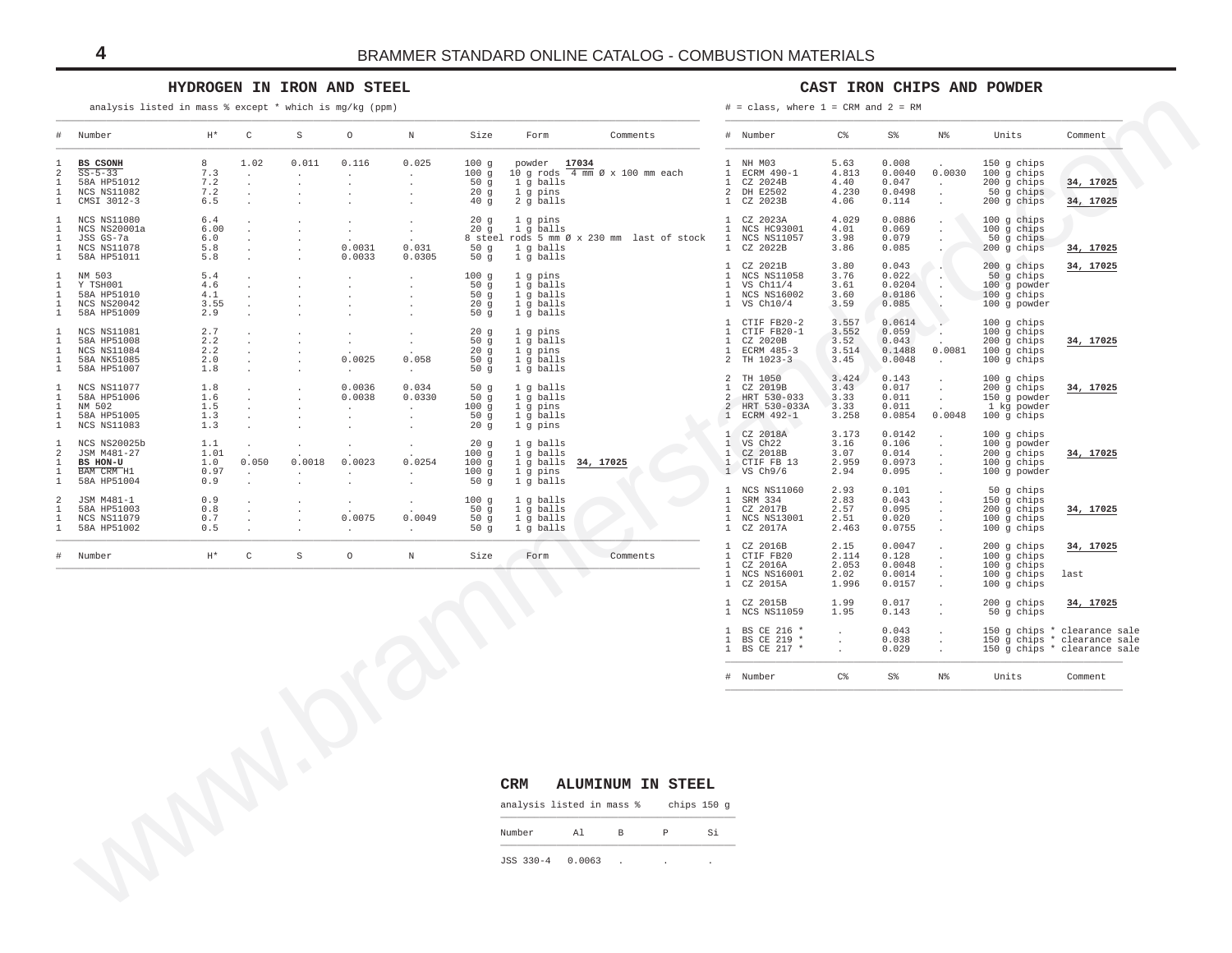## HYDROGEN IN IRON AND STEEL

analysis listed in mass % except * which is mg/kg (ppm)

| # | Number | H* | C | S | O | N | Size | Form | Comments |
|---|---|---|---|---|---|---|---|---|---|
| 1 | **BS CSONH** | 8 | 1.02 | 0.011 | 0.116 | 0.025 | 100 g | powder | **17034** |
| 2 | SS-5-33 | 7.3 | . | . | . | . | 100 g | 10 g rods | 4 mm Ø x 100 mm each |
| 1 | 58A HP51012 | 7.2 | . | . | . | . | 50 g | 1 g balls | |
| 1 | NCS NS11082 | 7.2 | . | . | . | . | 20 g | 1 g pins | |
| 1 | CMSI 3012-3 | 6.5 | . | . | . | . | 40 g | 2 g balls | |
| 1 | NCS NS11080 | 6.4 | . | . | . | . | 20 g | 1 g pins | |
| 1 | NCS NS20001a | 6.00 | . | . | . | . | 20 g | 1 g balls | |
| 1 | JSS GS-7a | 6.0 | . | . | . | . | 8 steel rods | 5 mm Ø x 230 mm | last of stock |
| 1 | NCS NS11078 | 5.8 | . | . | 0.0031 | 0.031 | 50 g | 1 g balls | |
| 1 | 58A HP51011 | 5.8 | . | . | 0.0033 | 0.0305 | 50 g | 1 g balls | |
| 1 | NM 503 | 5.4 | . | . | . | . | 100 g | 1 g pins | |
| 1 | Y TSH001 | 4.6 | . | . | . | . | 50 g | 1 g balls | |
| 1 | 58A HP51010 | 4.1 | . | . | . | . | 50 g | 1 g balls | |
| 1 | NCS NS20042 | 3.55 | . | . | . | . | 20 g | 1 g balls | |
| 1 | 58A HP51009 | 2.9 | . | . | . | . | 50 g | 1 g balls | |
| 1 | NCS NS11081 | 2.7 | . | . | . | . | 20 g | 1 g pins | |
| 1 | 58A HP51008 | 2.2 | . | . | . | . | 50 g | 1 g balls | |
| 1 | NCS NS11084 | 2.2 | . | . | . | . | 20 g | 1 g pins | |
| 1 | 58A NK51085 | 2.0 | . | . | 0.0025 | 0.058 | 50 g | 1 g balls | |
| 1 | 58A HP51007 | 1.8 | . | . | . | . | 50 g | 1 g balls | |
| 1 | NCS NS11077 | 1.8 | . | . | 0.0036 | 0.034 | 50 g | 1 g balls | |
| 1 | 58A HP51006 | 1.6 | . | . | 0.0038 | 0.0330 | 50 g | 1 g balls | |
| 1 | NM 502 | 1.5 | . | . | . | . | 100 g | 1 g pins | |
| 1 | 58A HP51005 | 1.3 | . | . | . | . | 50 g | 1 g balls | |
| 1 | NCS NS11083 | 1.3 | . | . | . | . | 20 g | 1 g pins | |
| 1 | NCS NS20025b | 1.1 | . | . | . | . | 20 g | 1 g balls | |
| 2 | JSM M481-27 | 1.01 | . | . | . | . | 100 g | 1 g balls | |
| 1 | **BS HON-U** | 1.0 | 0.050 | 0.0018 | 0.0023 | 0.0254 | 100 g | 1 g balls | **34, 17025** |
| 1 | BAM CRM H1 | 0.97 | . | . | . | . | 100 g | 1 g pins | |
| 1 | 58A HP51004 | 0.9 | . | . | . | . | 50 g | 1 g balls | |
| 2 | JSM M481-1 | 0.9 | . | . | . | . | 100 g | 1 g balls | |
| 1 | 58A HP51003 | 0.8 | . | . | . | . | 50 g | 1 g balls | |
| 1 | NCS NS11079 | 0.7 | . | . | 0.0075 | 0.0049 | 50 g | 1 g balls | |
| 1 | 58A HP51002 | 0.5 | . | . | . | . | 50 g | 1 g balls | |

## CAST IRON CHIPS AND POWDER

# = class, where 1 = CRM and 2 = RM

| # | Number | C% | S% | N% | Units | Comment |
|---|---|---|---|---|---|---|
| 1 | NH M03 | 5.63 | 0.008 | . | 150 g chips | |
| 1 | ECRM 490-1 | 4.813 | 0.0040 | 0.0030 | 100 g chips | |
| 1 | CZ 2024B | 4.40 | 0.047 | . | 200 g chips | **34, 17025** |
| 2 | DH E2502 | 4.230 | 0.0498 | . | 50 g chips | |
| 1 | CZ 2023B | 4.06 | 0.114 | . | 200 g chips | **34, 17025** |
| 1 | CZ 2023A | 4.029 | 0.0886 | . | 100 g chips | |
| 1 | NCS HC93001 | 4.01 | 0.069 | . | 100 g chips | |
| 1 | NCS NS11057 | 3.98 | 0.079 | . | 50 g chips | |
| 1 | CZ 2022B | 3.86 | 0.085 | . | 200 g chips | **34, 17025** |
| 1 | CZ 2021B | 3.80 | 0.043 | . | 200 g chips | **34, 17025** |
| 1 | NCS NS11058 | 3.76 | 0.022 | . | 50 g chips | |
| 1 | VS Ch11/4 | 3.61 | 0.0204 | . | 100 g powder | |
| 1 | NCS NS16002 | 3.60 | 0.0186 | . | 100 g chips | |
| 1 | VS Ch10/4 | 3.59 | 0.085 | . | 100 g powder | |
| 1 | CTIF FB20-2 | 3.557 | 0.0614 | . | 100 g chips | |
| 1 | CTIF FB20-1 | 3.552 | 0.059 | . | 100 g chips | |
| 1 | CZ 2020B | 3.52 | 0.043 | . | 200 g chips | **34, 17025** |
| 1 | ECRM 485-3 | 3.514 | 0.1488 | 0.0081 | 100 g chips | |
| 2 | TH 1023-3 | 3.45 | 0.0048 | . | 100 g chips | |
| 2 | TH 1050 | 3.424 | 0.143 | . | 100 g chips | |
| 1 | CZ 2019B | 3.43 | 0.017 | . | 200 g chips | **34, 17025** |
| 2 | HRT 530-033 | 3.33 | 0.011 | . | 150 g powder | |
| 2 | HRT 530-033A | 3.33 | 0.011 | . | 1 kg powder | |
| 1 | ECRM 492-1 | 3.258 | 0.0854 | 0.0048 | 100 g chips | |
| 1 | CZ 2018A | 3.173 | 0.0142 | . | 100 g chips | |
| 1 | VS Ch22 | 3.16 | 0.106 | . | 100 g powder | |
| 1 | CZ 2018B | 3.07 | 0.014 | . | 200 g chips | **34, 17025** |
| 1 | CTIF FB 13 | 2.959 | 0.0973 | . | 100 g chips | |
| 1 | VS Ch9/6 | 2.94 | 0.095 | . | 100 g powder | |
| 1 | NCS NS11060 | 2.93 | 0.101 | . | 50 g chips | |
| 1 | SRM 334 | 2.83 | 0.043 | . | 150 g chips | |
| 1 | CZ 2017B | 2.57 | 0.095 | . | 200 g chips | **34, 17025** |
| 1 | NCS NS13001 | 2.51 | 0.020 | . | 100 g chips | |
| 1 | CZ 2017A | 2.463 | 0.0755 | . | 100 g chips | |
| 1 | CZ 2016B | 2.15 | 0.0047 | . | 200 g chips | **34, 17025** |
| 1 | CTIF FB20 | 2.114 | 0.128 | . | 100 g chips | |
| 1 | CZ 2016A | 2.053 | 0.0048 | . | 100 g chips | |
| 1 | NCS NS16001 | 2.02 | 0.0014 | . | 100 g chips | last |
| 1 | CZ 2015A | 1.996 | 0.0157 | . | 100 g chips | |
| 1 | CZ 2015B | 1.99 | 0.017 | . | 200 g chips | **34, 17025** |
| 1 | NCS NS11059 | 1.95 | 0.143 | . | 50 g chips | |
| 1 | BS CE 216 * | . | 0.043 | . | 150 g chips | * clearance sale |
| 1 | BS CE 219 * | . | 0.038 | . | 150 g chips | * clearance sale |
| 1 | BS CE 217 * | . | 0.029 | . | 150 g chips | * clearance sale |

## CRM ALUMINUM IN STEEL

analysis listed in mass % chips 150 g

| Number | Al | B | P | Si |
|---|---|---|---|---|
| JSS 330-4 | 0.0063 | . | . | . |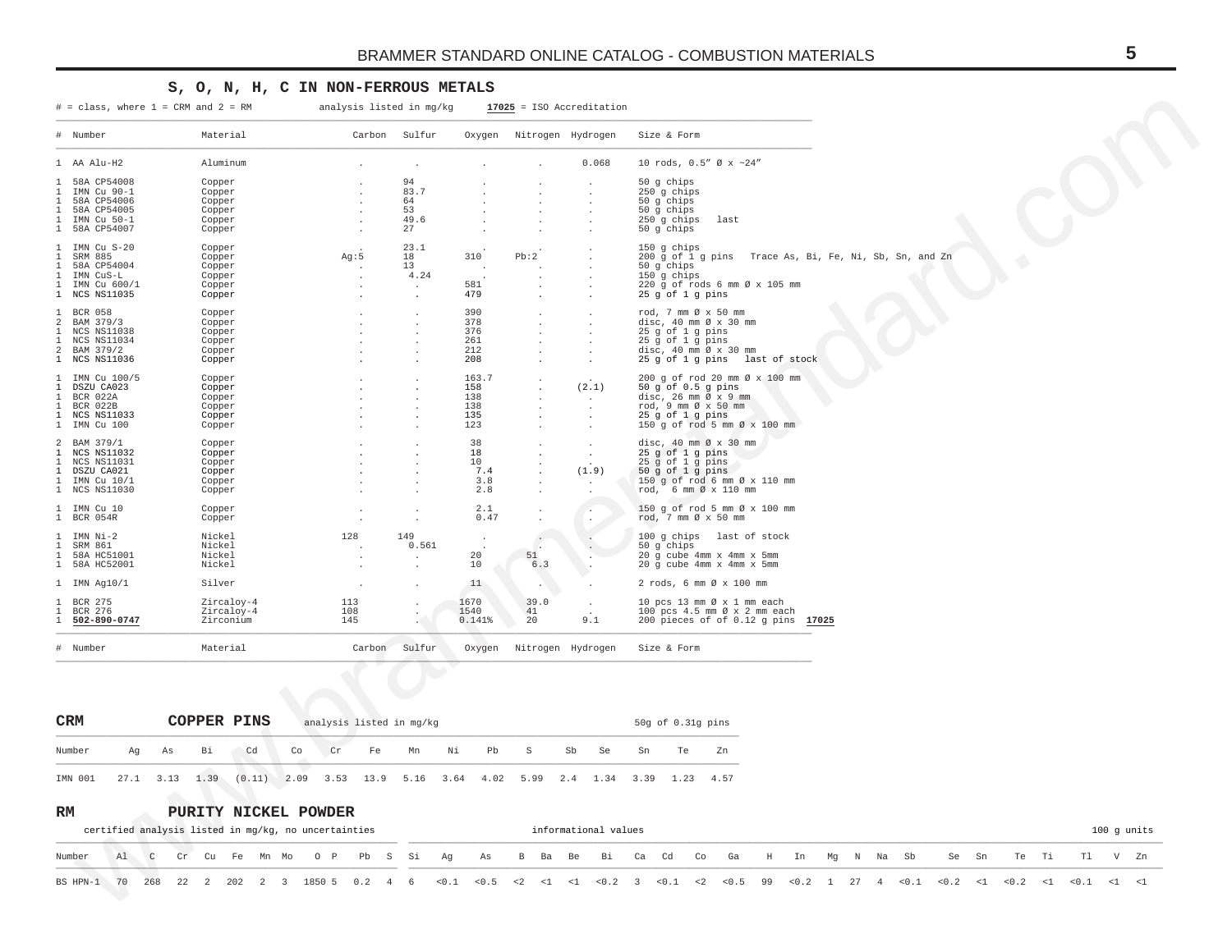## S, O, N, H, C IN NON-FERROUS METALS

# = class, where 1 = CRM and 2 = RM     analysis listed in mg/kg     **17025** = ISO Accreditation

| # | Number | Material | Carbon | Sulfur | Oxygen | Nitrogen | Hydrogen | Size & Form |
|---|---|---|---|---|---|---|---|---|
| 1 | AA Alu-H2 | Aluminum | . | . | . | . | 0.068 | 10 rods, 0.5" Ø x ~24" |
| 1 | 58A CP54008 | Copper | . | 94 | . | . | . | 50 g chips |
| 1 | IMN Cu 90-1 | Copper | . | 83.7 | . | . | . | 250 g chips |
| 1 | 58A CP54006 | Copper | . | 64 | . | . | . | 50 g chips |
| 1 | 58A CP54005 | Copper | . | 53 | . | . | . | 50 g chips |
| 1 | IMN Cu 50-1 | Copper | . | 49.6 | . | . | . | 250 g chips last |
| 1 | 58A CP54007 | Copper | . | 27 | . | . | . | 50 g chips |
| 1 | IMN Cu S-20 | Copper | . | 23.1 | . | . | . | 150 g chips |
| 1 | SRM 885 | Copper | Ag:5 | 18 | 310 | Pb:2 | . | 200 g of 1 g pins Trace As, Bi, Fe, Ni, Sb, Sn, and Zn |
| 1 | 58A CP54004 | Copper | . | 13 | . | . | . | 50 g chips |
| 1 | IMN CuS-L | Copper | . | 4.24 | . | . | . | 150 g chips |
| 1 | IMN Cu 600/1 | Copper | . | . | 581 | . | . | 220 g of rods 6 mm Ø x 105 mm |
| 1 | NCS NS11035 | Copper | . | . | 479 | . | . | 25 g of 1 g pins |
| 1 | BCR 058 | Copper | . | . | 390 | . | . | rod, 7 mm Ø x 50 mm |
| 2 | BAM 379/3 | Copper | . | . | 378 | . | . | disc, 40 mm Ø x 30 mm |
| 1 | NCS NS11038 | Copper | . | . | 376 | . | . | 25 g of 1 g pins |
| 1 | NCS NS11034 | Copper | . | . | 261 | . | . | 25 g of 1 g pins |
| 2 | BAM 379/2 | Copper | . | . | 212 | . | . | disc, 40 mm Ø x 30 mm |
| 1 | NCS NS11036 | Copper | . | . | 208 | . | . | 25 g of 1 g pins last of stock |
| 1 | IMN Cu 100/5 | Copper | . | . | 163.7 | . | . | 200 g of rod 20 mm Ø x 100 mm |
| 1 | DSZU CA023 | Copper | . | . | 158 | . | (2.1) | 50 g of 0.5 g pins |
| 1 | BCR 022A | Copper | . | . | 138 | . | . | disc, 26 mm Ø x 9 mm |
| 1 | BCR 022B | Copper | . | . | 138 | . | . | rod, 9 mm Ø x 50 mm |
| 1 | NCS NS11033 | Copper | . | . | 135 | . | . | 25 g of 1 g pins |
| 1 | IMN Cu 100 | Copper | . | . | 123 | . | . | 150 g of rod 5 mm Ø x 100 mm |
| 2 | BAM 379/1 | Copper | . | . | 38 | . | . | disc, 40 mm Ø x 30 mm |
| 1 | NCS NS11032 | Copper | . | . | 18 | . | . | 25 g of 1 g pins |
| 1 | NCS NS11031 | Copper | . | . | 10 | . | . | 25 g of 1 g pins |
| 1 | DSZU CA021 | Copper | . | . | 7.4 | . | (1.9) | 50 g of 1 g pins |
| 1 | IMN Cu 10/1 | Copper | . | . | 3.8 | . | . | 150 g of rod 6 mm Ø x 110 mm |
| 1 | NCS NS11030 | Copper | . | . | 2.8 | . | . | rod, 6 mm Ø x 110 mm |
| 1 | IMN Cu 10 | Copper | . | . | 2.1 | . | . | 150 g of rod 5 mm Ø x 100 mm |
| 1 | BCR 054R | Copper | . | . | 0.47 | . | . | rod, 7 mm Ø x 50 mm |
| 1 | IMN Ni-2 | Nickel | 128 | 149 | . | . | . | 100 g chips last of stock |
| 1 | SRM 861 | Nickel | . | 0.561 | . | . | . | 50 g chips |
| 1 | 58A HC51001 | Nickel | . | . | 20 | 51 | . | 20 g cube 4mm x 4mm x 5mm |
| 1 | 58A HC52001 | Nickel | . | . | 10 | 6.3 | . | 20 g cube 4mm x 4mm x 5mm |
| 1 | IMN Ag10/1 | Silver | . | . | 11 | . | . | 2 rods, 6 mm Ø x 100 mm |
| 1 | BCR 275 | Zircaloy-4 | 113 | . | 1670 | 39.0 | . | 10 pcs 13 mm Ø x 1 mm each |
| 1 | BCR 276 | Zircaloy-4 | 108 | . | 1540 | 41 | . | 100 pcs 4.5 mm Ø x 2 mm each |
| 1 | **502-890-0747** | Zirconium | 145 | . | 0.141% | 20 | 9.1 | 200 pieces of of 0.12 g pins **17025** |

## CRM COPPER PINS

analysis listed in mg/kg     50g of 0.31g pins

| Number | Ag | As | Bi | Cd | Co | Cr | Fe | Mn | Ni | Pb | S | Sb | Se | Sn | Te | Zn |
|---|---|---|---|---|---|---|---|---|---|---|---|---|---|---|---|---|
| IMN 001 | 27.1 | 3.13 | 1.39 | (0.11) | 2.09 | 3.53 | 13.9 | 5.16 | 3.64 | 4.02 | 5.99 | 2.4 | 1.34 | 3.39 | 1.23 | 4.57 |

## RM PURITY NICKEL POWDER

certified analysis listed in mg/kg, no uncertainties     informational values     100 g units

| Number | Al | C | Cr | Cu | Fe | Mn | Mo | O | P | Pb | S | Si | Ag | As | B | Ba | Be | Bi | Ca | Cd | Co | Ga | H | In | Mg | N | Na | Sb | Se | Sn | Te | Ti | Tl | V | Zn |
|---|---|---|---|---|---|---|---|---|---|---|---|---|---|---|---|---|---|---|---|---|---|---|---|---|---|---|---|---|---|---|---|---|---|---|---|
| BS HPN-1 | 70 | 268 | 22 | 2 | 202 | 2 | 3 | 1850 | 5 | 0.2 | 4 | 6 | <0.1 | <0.5 | <2 | <1 | <1 | <0.2 | 3 | <0.1 | <2 | <0.5 | 99 | <0.2 | 1 | 27 | 4 | <0.1 | <0.2 | <1 | <0.2 | <1 | <0.1 | <1 | <1 |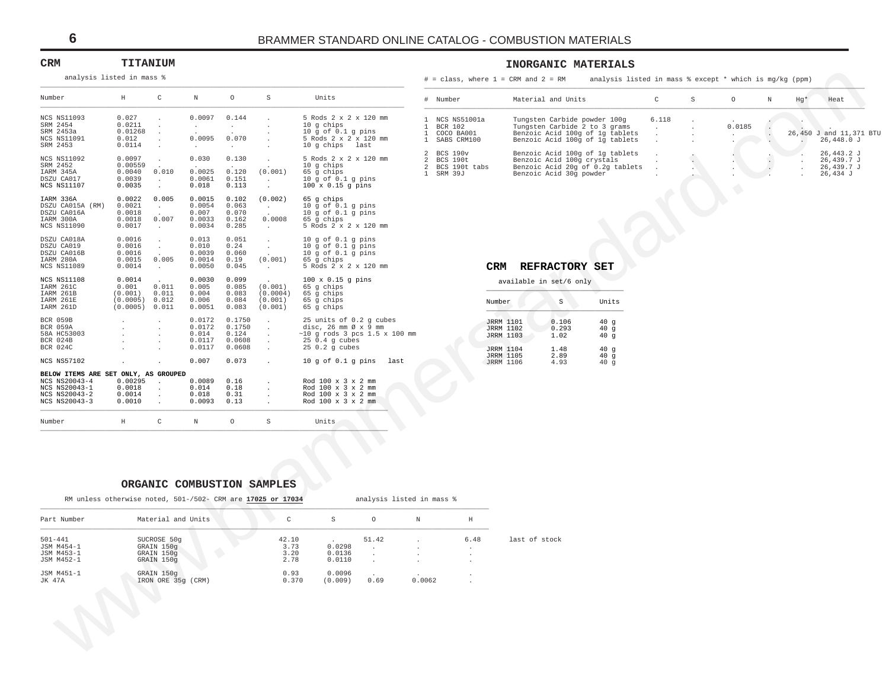## CRM TITANIUM

analysis listed in mass %

| Number | H | C | N | O | S | Units |
|---|---|---|---|---|---|---|
| NCS NS11093 | 0.027 | . | 0.0097 | 0.144 | . | 5 Rods 2 x 2 x 120 mm |
| SRM 2454 | 0.0211 | . | . | . | . | 10 g chips |
| SRM 2453a | 0.01268 | . | . | . | . | 10 g of 0.1 g pins |
| NCS NS11091 | 0.012 | . | 0.0095 | 0.070 | . | 5 Rods 2 x 2 x 120 mm |
| SRM 2453 | 0.0114 | . | . | . | . | 10 g chips last |
| NCS NS11092 | 0.0097 | . | 0.030 | 0.130 | . | 5 Rods 2 x 2 x 120 mm |
| SRM 2452 | 0.00559 | . | . | . | . | 10 g chips |
| IARM 345A | 0.0040 | 0.010 | 0.0025 | 0.120 | (0.001) | 65 g chips |
| DSZU CA017 | 0.0039 | . | 0.0061 | 0.151 | . | 10 g of 0.1 g pins |
| NCS NS11107 | 0.0035 | . | 0.018 | 0.113 | . | 100 x 0.15 g pins |
| IARM 336A | 0.0022 | 0.005 | 0.0015 | 0.102 | (0.002) | 65 g chips |
| DSZU CA015A (RM) | 0.0021 | . | 0.0054 | 0.063 | . | 10 g of 0.1 g pins |
| DSZU CA016A | 0.0018 | . | 0.007 | 0.070 | . | 10 g of 0.1 g pins |
| IARM 300A | 0.0018 | 0.007 | 0.0033 | 0.162 | 0.0008 | 65 g chips |
| NCS NS11090 | 0.0017 | . | 0.0034 | 0.285 | . | 5 Rods 2 x 2 x 120 mm |
| DSZU CA018A | 0.0016 | . | 0.013 | 0.051 | . | 10 g of 0.1 g pins |
| DSZU CA019 | 0.0016 | . | 0.010 | 0.24 | . | 10 g of 0.1 g pins |
| DSZU CA016B | 0.0016 | . | 0.0039 | 0.060 | . | 10 g of 0.1 g pins |
| IARM 280A | 0.0015 | 0.005 | 0.0014 | 0.19 | (0.001) | 65 g chips |
| NCS NS11089 | 0.0014 | . | 0.0050 | 0.045 | . | 5 Rods 2 x 2 x 120 mm |
| NCS NS11108 | 0.0014 | . | 0.0030 | 0.099 | . | 100 x 0.15 g pins |
| IARM 261C | 0.001 | 0.011 | 0.005 | 0.085 | (0.001) | 65 g chips |
| IARM 261B | (0.001) | 0.011 | 0.004 | 0.083 | (0.0004) | 65 g chips |
| IARM 261E | (0.0005) | 0.012 | 0.006 | 0.084 | (0.001) | 65 g chips |
| IARM 261D | (0.0005) | 0.011 | 0.0051 | 0.083 | (0.001) | 65 g chips |
| BCR 059B | . | . | 0.0172 | 0.1750 | . | 25 units of 0.2 g cubes |
| BCR 059A | . | . | 0.0172 | 0.1750 | . | disc, 26 mm Ø x 9 mm |
| 58A HC53003 | . | . | 0.014 | 0.124 | . | ~10 g rods 3 pcs 1.5 x 100 mm |
| BCR 024B | . | . | 0.0117 | 0.0608 | . | 25 0.4 g cubes |
| BCR 024C | . | . | 0.0117 | 0.0608 | . | 25 0.2 g cubes |
| NCS NS57102 | . | . | 0.007 | 0.073 | . | 10 g of 0.1 g pins last |
| **BELOW ITEMS ARE SET ONLY, AS GROUPED** | | | | | | |
| NCS NS20043-4 | 0.00295 | . | 0.0089 | 0.16 | . | Rod 100 x 3 x 2 mm |
| NCS NS20043-1 | 0.0018 | . | 0.014 | 0.18 | . | Rod 100 x 3 x 2 mm |
| NCS NS20043-2 | 0.0014 | . | 0.018 | 0.31 | . | Rod 100 x 3 x 2 mm |
| NCS NS20043-3 | 0.0010 | . | 0.0093 | 0.13 | . | Rod 100 x 3 x 2 mm |

## INORGANIC MATERIALS

# = class, where 1 = CRM and 2 = RM    analysis listed in mass % except * which is mg/kg (ppm)

| # | Number | Material and Units | C | S | O | N | Hg* | Heat |
|---|---|---|---|---|---|---|---|---|
| 1 | NCS NS51001a | Tungsten Carbide powder 100g | 6.118 | . | . | . | . | |
| 1 | BCR 102 | Tungsten Carbide 2 to 3 grams | . | . | 0.0185 | . | . | . |
| 1 | COCO BA001 | Benzoic Acid 100g of 1g tablets | . | . | . | . | | 26,450 J and 11,371 BTU |
| 1 | SABS CRM100 | Benzoic Acid 100g of 1g tablets | . | . | . | . | . | 26,448.0 J |
| 2 | BCS 190v | Benzoic Acid 100g of 1g tablets | . | . | . | . | . | 26,443.2 J |
| 2 | BCS 190t | Benzoic Acid 100g crystals | . | . | . | . | . | 26,439.7 J |
| 2 | BCS 190t tabs | Benzoic Acid 20g of 0.2g tablets | . | . | . | . | . | 26,439.7 J |
| 1 | SRM 39J | Benzoic Acid 30g powder | . | . | . | . | . | 26,434 J |

## CRM REFRACTORY SET

available in set/6 only

| Number | S | Units |
|---|---|---|
| JRRM 1101 | 0.106 | 40 g |
| JRRM 1102 | 0.293 | 40 g |
| JRRM 1103 | 1.02 | 40 g |
| JRRM 1104 | 1.48 | 40 g |
| JRRM 1105 | 2.89 | 40 g |
| JRRM 1106 | 4.93 | 40 g |

## ORGANIC COMBUSTION SAMPLES

RM unless otherwise noted, 501-/502- CRM are **17025 or 17034**    analysis listed in mass %

| Part Number | Material and Units | C | S | O | N | H | |
|---|---|---|---|---|---|---|---|
| 501-441 | SUCROSE 50g | 42.10 | . | 51.42 | . | 6.48 | last of stock |
| JSM M454-1 | GRAIN 150g | 3.73 | 0.0298 | . | . | . | |
| JSM M453-1 | GRAIN 150g | 3.20 | 0.0136 | . | . | . | |
| JSM M452-1 | GRAIN 150g | 2.78 | 0.0110 | . | . | . | |
| JSM M451-1 | GRAIN 150g | 0.93 | 0.0096 | . | . | . | |
| JK 47A | IRON ORE 35g (CRM) | 0.370 | (0.009) | 0.69 | 0.0062 | . | |